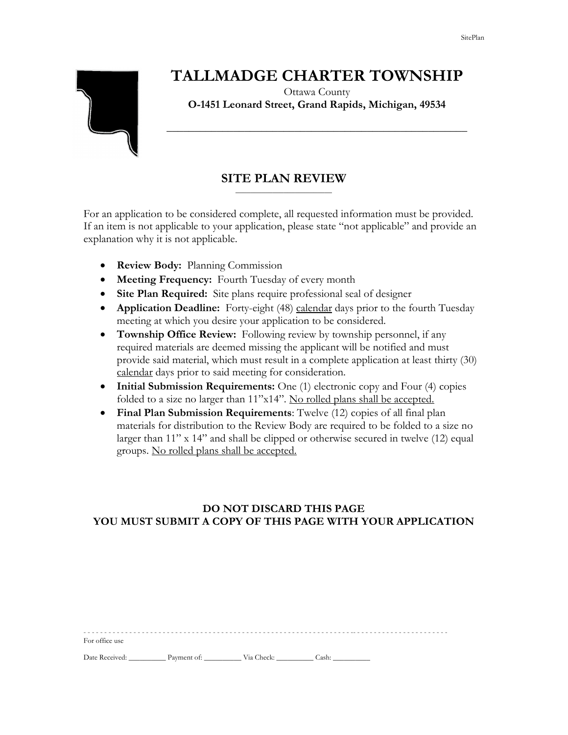# TALLMADGE CHARTER TOWNSHIP

Ottawa County

**O-1451 Leonard Street, Grand Rapids, Michigan, 49534**

## SITE PLAN REVIEW

For an application to be considered complete, all requested information must be provided. If an item is not applicable to your application, please state "not applicable" and provide an explanation why it is not applicable.

- **Review Body:** Planning Commission
- **Meeting Frequency:** Fourth Tuesday of every month
- **Site Plan Required:** Site plans require professional seal of designer
- **Application Deadline:** Forty-eight (48) calendar days prior to the fourth Tuesday meeting at which you desire your application to be considered.
- **Township Office Review:** Following review by township personnel, if any required materials are deemed missing the applicant will be notified and must provide said material, which must result in a complete application at least thirty (30) calendar days prior to said meeting for consideration.
- **Initial Submission Requirements:** One (1) electronic copy and Four (4) copies folded to a size no larger than 11"x14". No rolled plans shall be accepted.
- **Final Plan Submission Requirements**: Twelve (12) copies of all final plan materials for distribution to the Review Body are required to be folded to a size no larger than 11" x 14" and shall be clipped or otherwise secured in twelve (12) equal groups. No rolled plans shall be accepted.

**DO NOT DISCARD THIS PAGE**
**YOU MUST SUBMIT A COPY OF THIS PAGE WITH YOUR APPLICATION**

---

For office use

Date Received: __________ Payment of: __________ Via Check: __________ Cash: __________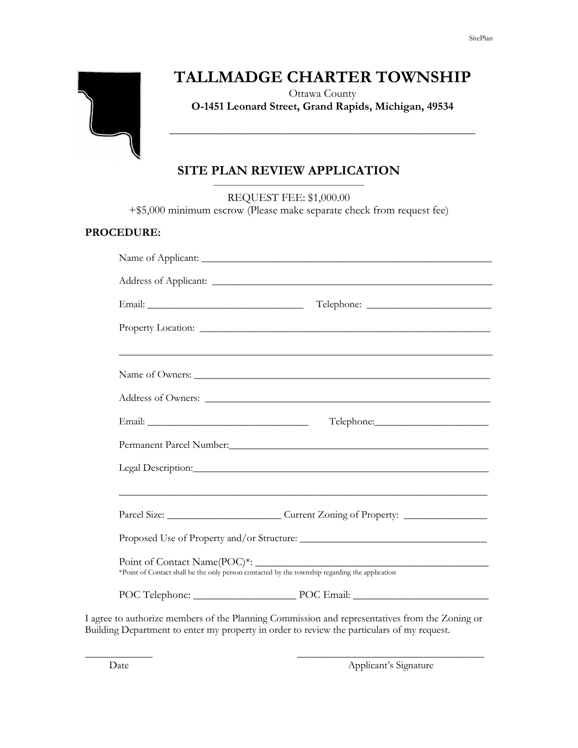# TALLMADGE CHARTER TOWNSHIP

Ottawa County

**O-1451 Leonard Street, Grand Rapids, Michigan, 49534**

## SITE PLAN REVIEW APPLICATION

REQUEST FEE: $1,000.00

+$5,000 minimum escrow (Please make separate check from request fee)

**PROCEDURE:**

Name of Applicant: ______________________________

Address of Applicant: ______________________________

Email: ______________________________ Telephone: ______________________________

Property Location: ______________________________

______________________________

Name of Owners: ______________________________

Address of Owners: ______________________________

Email: ______________________________ Telephone: ______________________________

Permanent Parcel Number: ______________________________

Legal Description: ______________________________

______________________________

Parcel Size: ______________________________ Current Zoning of Property: ______________________________

Proposed Use of Property and/or Structure: ______________________________

Point of Contact Name(POC)*: ______________________________

*Point of Contact shall be the only person contacted by the township regarding the application

POC Telephone: ______________________________ POC Email: ______________________________

I agree to authorize members of the Planning Commission and representatives from the Zoning or Building Department to enter my property in order to review the particulars of my request.

______________________________ ______________________________

Date Applicant's Signature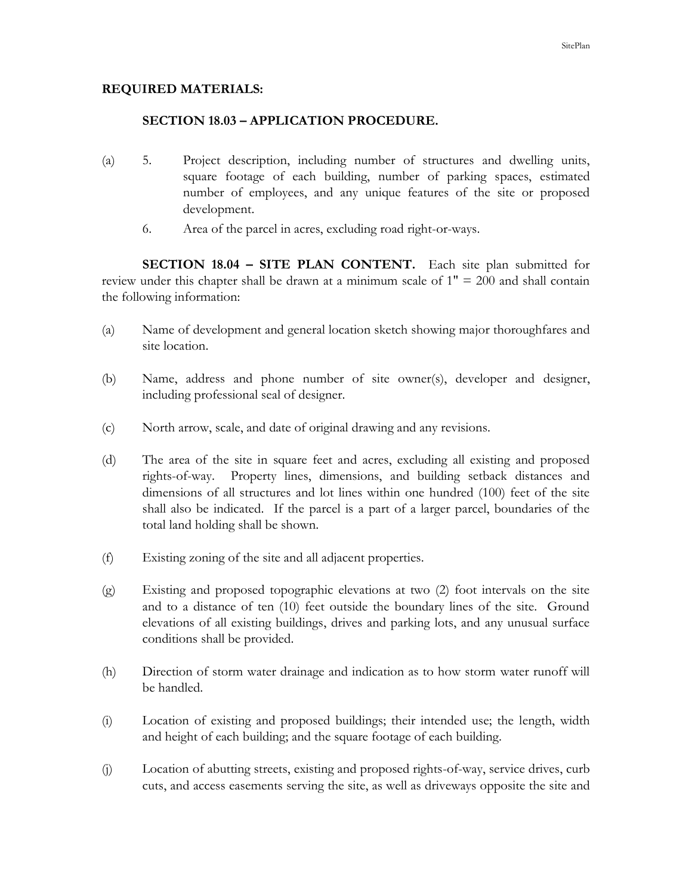**REQUIRED MATERIALS:**

**SECTION 18.03 – APPLICATION PROCEDURE.**

(a) 5. Project description, including number of structures and dwelling units, square footage of each building, number of parking spaces, estimated number of employees, and any unique features of the site or proposed development.

6. Area of the parcel in acres, excluding road right-or-ways.

**SECTION 18.04 – SITE PLAN CONTENT.** Each site plan submitted for review under this chapter shall be drawn at a minimum scale of 1" = 200 and shall contain the following information:

(a) Name of development and general location sketch showing major thoroughfares and site location.

(b) Name, address and phone number of site owner(s), developer and designer, including professional seal of designer.

(c) North arrow, scale, and date of original drawing and any revisions.

(d) The area of the site in square feet and acres, excluding all existing and proposed rights-of-way. Property lines, dimensions, and building setback distances and dimensions of all structures and lot lines within one hundred (100) feet of the site shall also be indicated. If the parcel is a part of a larger parcel, boundaries of the total land holding shall be shown.

(f) Existing zoning of the site and all adjacent properties.

(g) Existing and proposed topographic elevations at two (2) foot intervals on the site and to a distance of ten (10) feet outside the boundary lines of the site. Ground elevations of all existing buildings, drives and parking lots, and any unusual surface conditions shall be provided.

(h) Direction of storm water drainage and indication as to how storm water runoff will be handled.

(i) Location of existing and proposed buildings; their intended use; the length, width and height of each building; and the square footage of each building.

(j) Location of abutting streets, existing and proposed rights-of-way, service drives, curb cuts, and access easements serving the site, as well as driveways opposite the site and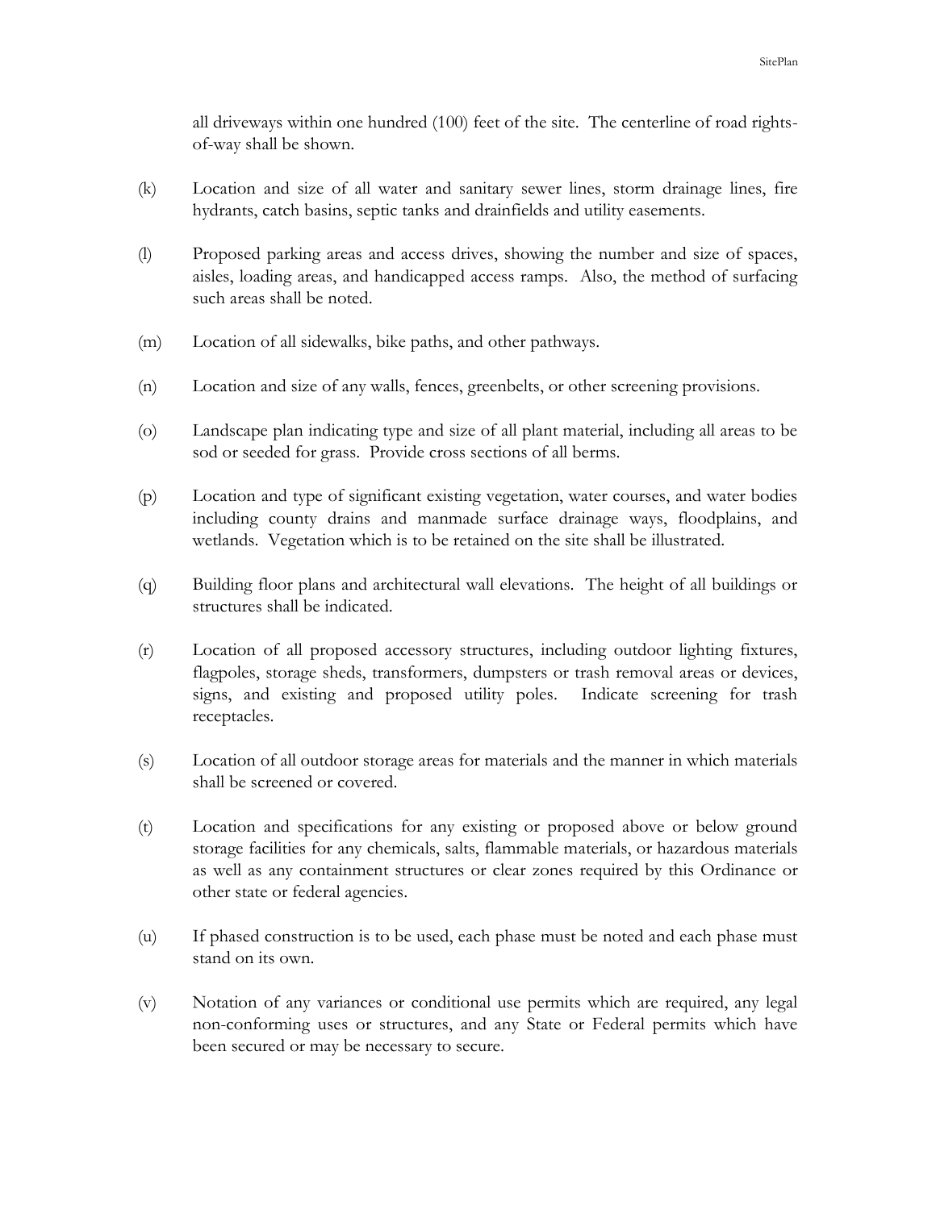all driveways within one hundred (100) feet of the site. The centerline of road rights-of-way shall be shown.

(k) Location and size of all water and sanitary sewer lines, storm drainage lines, fire hydrants, catch basins, septic tanks and drainfields and utility easements.

(l) Proposed parking areas and access drives, showing the number and size of spaces, aisles, loading areas, and handicapped access ramps. Also, the method of surfacing such areas shall be noted.

(m) Location of all sidewalks, bike paths, and other pathways.

(n) Location and size of any walls, fences, greenbelts, or other screening provisions.

(o) Landscape plan indicating type and size of all plant material, including all areas to be sod or seeded for grass. Provide cross sections of all berms.

(p) Location and type of significant existing vegetation, water courses, and water bodies including county drains and manmade surface drainage ways, floodplains, and wetlands. Vegetation which is to be retained on the site shall be illustrated.

(q) Building floor plans and architectural wall elevations. The height of all buildings or structures shall be indicated.

(r) Location of all proposed accessory structures, including outdoor lighting fixtures, flagpoles, storage sheds, transformers, dumpsters or trash removal areas or devices, signs, and existing and proposed utility poles. Indicate screening for trash receptacles.

(s) Location of all outdoor storage areas for materials and the manner in which materials shall be screened or covered.

(t) Location and specifications for any existing or proposed above or below ground storage facilities for any chemicals, salts, flammable materials, or hazardous materials as well as any containment structures or clear zones required by this Ordinance or other state or federal agencies.

(u) If phased construction is to be used, each phase must be noted and each phase must stand on its own.

(v) Notation of any variances or conditional use permits which are required, any legal non-conforming uses or structures, and any State or Federal permits which have been secured or may be necessary to secure.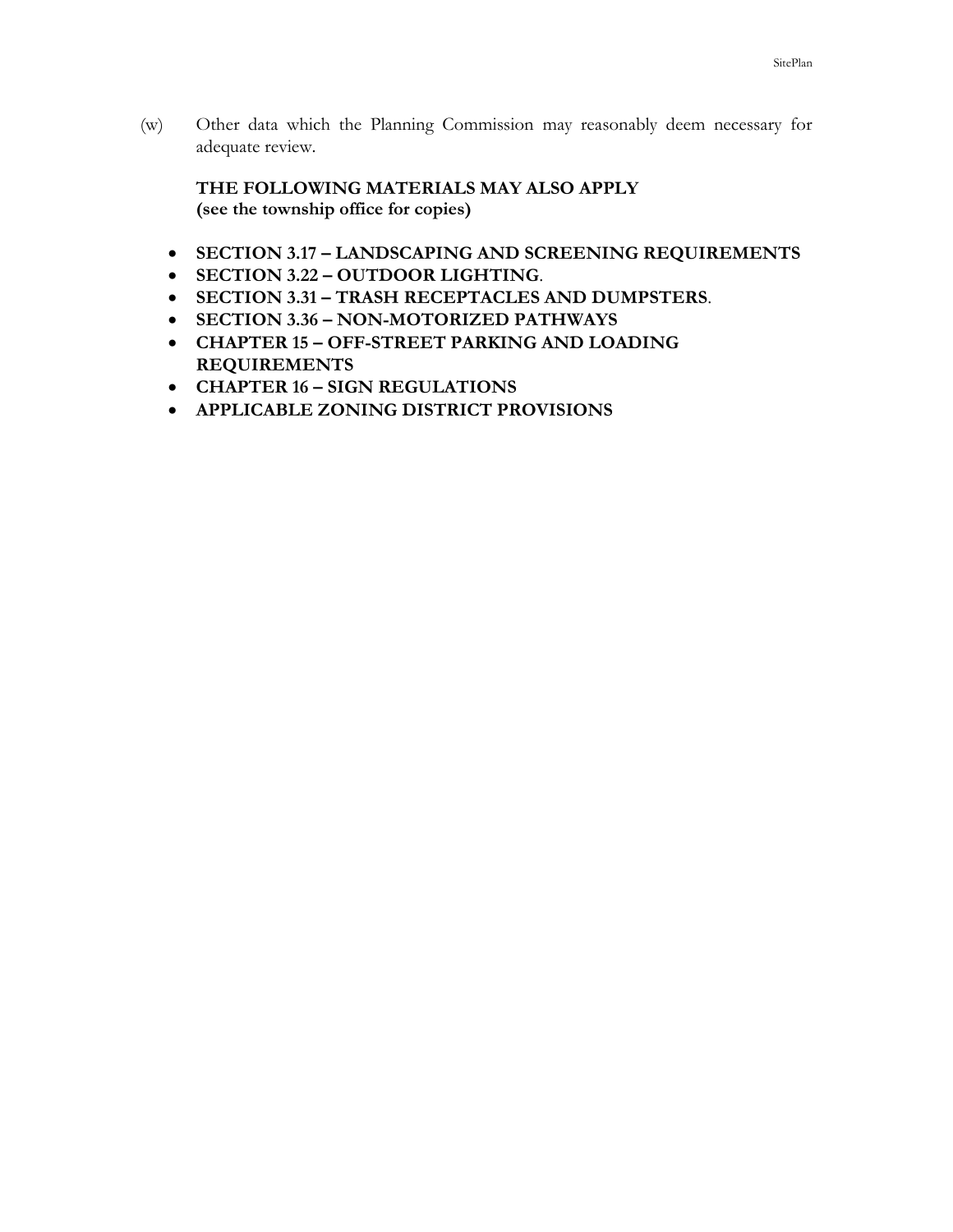(w) Other data which the Planning Commission may reasonably deem necessary for adequate review.

**THE FOLLOWING MATERIALS MAY ALSO APPLY**
**(see the township office for copies)**

- **SECTION 3.17 – LANDSCAPING AND SCREENING REQUIREMENTS**
- **SECTION 3.22 – OUTDOOR LIGHTING**.
- **SECTION 3.31 – TRASH RECEPTACLES AND DUMPSTERS**.
- **SECTION 3.36 – NON-MOTORIZED PATHWAYS**
- **CHAPTER 15 – OFF-STREET PARKING AND LOADING REQUIREMENTS**
- **CHAPTER 16 – SIGN REGULATIONS**
- **APPLICABLE ZONING DISTRICT PROVISIONS**